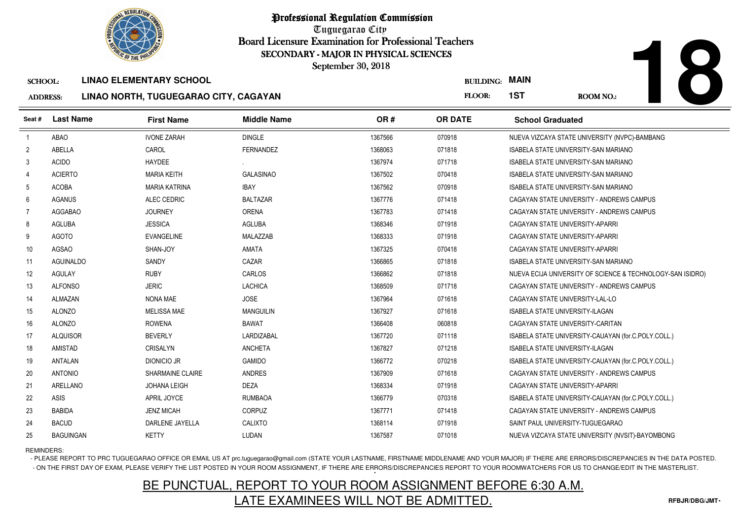# Professional Regulation Commission

Tuguegarao City

Board Licensure Examination for Professional Teachers

SECONDARY - MAJOR IN PHYSICAL SCIENCES

September 30, 2018

**18**

**SCHOOL:** LINAO ELEMENTARY SCHOOL

**ADDRESS:** LINAO NORTH, TUGUEGARAO CITY, CAGAYAN

**BUILDING:** MAIN

**FLOOR:** 1ST

**ROOM NO.:**

| Seat # | Last Name | First Name | Middle Name | OR # | OR DATE | School Graduated |
|---|---|---|---|---|---|---|
| 1 | ABAO | IVONE ZARAH | DINGLE | 1367566 | 070918 | NUEVA VIZCAYA STATE UNIVERSITY (NVPC)-BAMBANG |
| 2 | ABELLA | CAROL | FERNANDEZ | 1368063 | 071818 | ISABELA STATE UNIVERSITY-SAN MARIANO |
| 3 | ACIDO | HAYDEE | . | 1367974 | 071718 | ISABELA STATE UNIVERSITY-SAN MARIANO |
| 4 | ACIERTO | MARIA KEITH | GALASINAO | 1367502 | 070418 | ISABELA STATE UNIVERSITY-SAN MARIANO |
| 5 | ACOBA | MARIA KATRINA | IBAY | 1367562 | 070918 | ISABELA STATE UNIVERSITY-SAN MARIANO |
| 6 | AGANUS | ALEC CEDRIC | BALTAZAR | 1367776 | 071418 | CAGAYAN STATE UNIVERSITY - ANDREWS CAMPUS |
| 7 | AGGABAO | JOURNEY | ORENA | 1367783 | 071418 | CAGAYAN STATE UNIVERSITY - ANDREWS CAMPUS |
| 8 | AGLUBA | JESSICA | AGLUBA | 1368346 | 071918 | CAGAYAN STATE UNIVERSITY-APARRI |
| 9 | AGOTO | EVANGELINE | MALAZZAB | 1368333 | 071918 | CAGAYAN STATE UNIVERSITY-APARRI |
| 10 | AGSAO | SHAN-JOY | AMATA | 1367325 | 070418 | CAGAYAN STATE UNIVERSITY-APARRI |
| 11 | AGUINALDO | SANDY | CAZAR | 1366865 | 071818 | ISABELA STATE UNIVERSITY-SAN MARIANO |
| 12 | AGULAY | RUBY | CARLOS | 1366862 | 071818 | NUEVA ECIJA UNIVERSITY OF SCIENCE & TECHNOLOGY-SAN ISIDRO) |
| 13 | ALFONSO | JERIC | LACHICA | 1368509 | 071718 | CAGAYAN STATE UNIVERSITY - ANDREWS CAMPUS |
| 14 | ALMAZAN | NONA MAE | JOSE | 1367964 | 071618 | CAGAYAN STATE UNIVERSITY-LAL-LO |
| 15 | ALONZO | MELISSA MAE | MANGUILIN | 1367927 | 071618 | ISABELA STATE UNIVERSITY-ILAGAN |
| 16 | ALONZO | ROWENA | BAWAT | 1366408 | 060818 | CAGAYAN STATE UNIVERSITY-CARITAN |
| 17 | ALQUISOR | BEVERLY | LARDIZABAL | 1367720 | 071118 | ISABELA STATE UNIVERSITY-CAUAYAN (for.C.POLY.COLL.) |
| 18 | AMISTAD | CRISALYN | ANCHETA | 1367827 | 071218 | ISABELA STATE UNIVERSITY-ILAGAN |
| 19 | ANTALAN | DIONICIO JR | GAMIDO | 1366772 | 070218 | ISABELA STATE UNIVERSITY-CAUAYAN (for.C.POLY.COLL.) |
| 20 | ANTONIO | SHARMAINE CLAIRE | ANDRES | 1367909 | 071618 | CAGAYAN STATE UNIVERSITY - ANDREWS CAMPUS |
| 21 | ARELLANO | JOHANA LEIGH | DEZA | 1368334 | 071918 | CAGAYAN STATE UNIVERSITY-APARRI |
| 22 | ASIS | APRIL JOYCE | RUMBAOA | 1366779 | 070318 | ISABELA STATE UNIVERSITY-CAUAYAN (for.C.POLY.COLL.) |
| 23 | BABIDA | JENZ MICAH | CORPUZ | 1367771 | 071418 | CAGAYAN STATE UNIVERSITY - ANDREWS CAMPUS |
| 24 | BACUD | DARLENE JAYELLA | CALIXTO | 1368114 | 071918 | SAINT PAUL UNIVERSITY-TUGUEGARAO |
| 25 | BAGUINGAN | KETTY | LUDAN | 1367587 | 071018 | NUEVA VIZCAYA STATE UNIVERSITY (NVSIT)-BAYOMBONG |

REMINDERS:

- PLEASE REPORT TO PRC TUGUEGARAO OFFICE OR EMAIL US AT prc.tuguegarao@gmail.com (STATE YOUR LASTNAME, FIRSTNAME MIDDLENAME AND YOUR MAJOR) IF THERE ARE ERRORS/DISCREPANCIES IN THE DATA POSTED.
- ON THE FIRST DAY OF EXAM, PLEASE VERIFY THE LIST POSTED IN YOUR ROOM ASSIGNMENT, IF THERE ARE ERRORS/DISCREPANCIES REPORT TO YOUR ROOMWATCHERS FOR US TO CHANGE/EDIT IN THE MASTERLIST.

BE PUNCTUAL, REPORT TO YOUR ROOM ASSIGNMENT BEFORE 6:30 A.M.

LATE EXAMINEES WILL NOT BE ADMITTED.

RFBJR/DBG/JMT-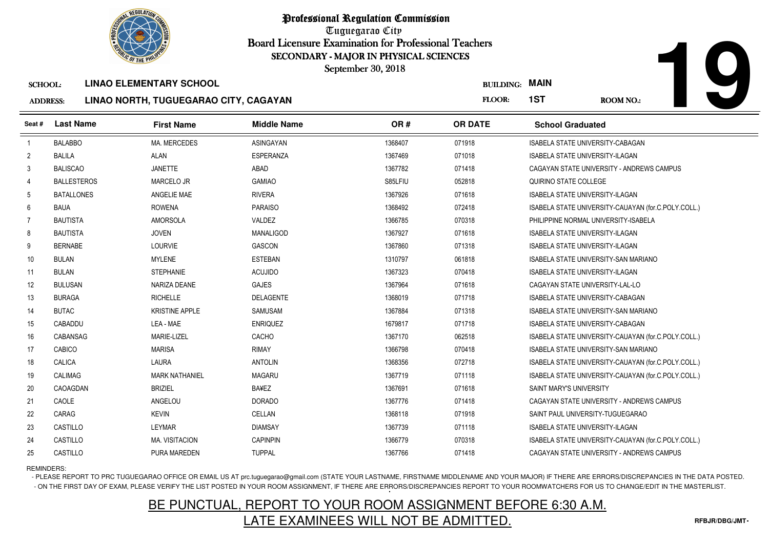# Professional Regulation Commission

Tuguegarao City

Board Licensure Examination for Professional Teachers

SECONDARY - MAJOR IN PHYSICAL SCIENCES

September 30, 2018

**19**

SCHOOL: **LINAO ELEMENTARY SCHOOL**

ADDRESS: **LINAO NORTH, TUGUEGARAO CITY, CAGAYAN**

BUILDING: **MAIN**

FLOOR: **1ST**

ROOM NO.:

| Seat # | Last Name | First Name | Middle Name | OR # | OR DATE | School Graduated |
|---|---|---|---|---|---|---|
| 1 | BALABBO | MA. MERCEDES | ASINGAYAN | 1368407 | 071918 | ISABELA STATE UNIVERSITY-CABAGAN |
| 2 | BALILA | ALAN | ESPERANZA | 1367469 | 071018 | ISABELA STATE UNIVERSITY-ILAGAN |
| 3 | BALISCAO | JANETTE | ABAD | 1367782 | 071418 | CAGAYAN STATE UNIVERSITY - ANDREWS CAMPUS |
| 4 | BALLESTEROS | MARCELO JR | GAMIAO | S85LFIU | 052818 | QUIRINO STATE COLLEGE |
| 5 | BATALLONES | ANGELIE MAE | RIVERA | 1367926 | 071618 | ISABELA STATE UNIVERSITY-ILAGAN |
| 6 | BAUA | ROWENA | PARAISO | 1368492 | 072418 | ISABELA STATE UNIVERSITY-CAUAYAN (for.C.POLY.COLL.) |
| 7 | BAUTISTA | AMORSOLA | VALDEZ | 1366785 | 070318 | PHILIPPINE NORMAL UNIVERSITY-ISABELA |
| 8 | BAUTISTA | JOVEN | MANALIGOD | 1367927 | 071618 | ISABELA STATE UNIVERSITY-ILAGAN |
| 9 | BERNABE | LOURVIE | GASCON | 1367860 | 071318 | ISABELA STATE UNIVERSITY-ILAGAN |
| 10 | BULAN | MYLENE | ESTEBAN | 1310797 | 061818 | ISABELA STATE UNIVERSITY-SAN MARIANO |
| 11 | BULAN | STEPHANIE | ACUJIDO | 1367323 | 070418 | ISABELA STATE UNIVERSITY-ILAGAN |
| 12 | BULUSAN | NARIZA DEANE | GAJES | 1367964 | 071618 | CAGAYAN STATE UNIVERSITY-LAL-LO |
| 13 | BURAGA | RICHELLE | DELAGENTE | 1368019 | 071718 | ISABELA STATE UNIVERSITY-CABAGAN |
| 14 | BUTAC | KRISTINE APPLE | SAMUSAM | 1367884 | 071318 | ISABELA STATE UNIVERSITY-SAN MARIANO |
| 15 | CABADDU | LEA - MAE | ENRIQUEZ | 1679817 | 071718 | ISABELA STATE UNIVERSITY-CABAGAN |
| 16 | CABANSAG | MARIE-LIZEL | CACHO | 1367170 | 062518 | ISABELA STATE UNIVERSITY-CAUAYAN (for.C.POLY.COLL.) |
| 17 | CABICO | MARISA | RIMAY | 1366798 | 070418 | ISABELA STATE UNIVERSITY-SAN MARIANO |
| 18 | CALICA | LAURA | ANTOLIN | 1368356 | 072718 | ISABELA STATE UNIVERSITY-CAUAYAN (for.C.POLY.COLL.) |
| 19 | CALIMAG | MARK NATHANIEL | MAGARU | 1367719 | 071118 | ISABELA STATE UNIVERSITY-CAUAYAN (for.C.POLY.COLL.) |
| 20 | CAOAGDAN | BRIZIEL | BA¥EZ | 1367691 | 071618 | SAINT MARY'S UNIVERSITY |
| 21 | CAOLE | ANGELOU | DORADO | 1367776 | 071418 | CAGAYAN STATE UNIVERSITY - ANDREWS CAMPUS |
| 22 | CARAG | KEVIN | CELLAN | 1368118 | 071918 | SAINT PAUL UNIVERSITY-TUGUEGARAO |
| 23 | CASTILLO | LEYMAR | DIAMSAY | 1367739 | 071118 | ISABELA STATE UNIVERSITY-ILAGAN |
| 24 | CASTILLO | MA. VISITACION | CAPINPIN | 1366779 | 070318 | ISABELA STATE UNIVERSITY-CAUAYAN (for.C.POLY.COLL.) |
| 25 | CASTILLO | PURA MAREDEN | TUPPAL | 1367766 | 071418 | CAGAYAN STATE UNIVERSITY - ANDREWS CAMPUS |

REMINDERS:

- PLEASE REPORT TO PRC TUGUEGARAO OFFICE OR EMAIL US AT prc.tuguegarao@gmail.com (STATE YOUR LASTNAME, FIRSTNAME MIDDLENAME AND YOUR MAJOR) IF THERE ARE ERRORS/DISCREPANCIES IN THE DATA POSTED.
- ON THE FIRST DAY OF EXAM, PLEASE VERIFY THE LIST POSTED IN YOUR ROOM ASSIGNMENT, IF THERE ARE ERRORS/DISCREPANCIES REPORT TO YOUR ROOMWATCHERS FOR US TO CHANGE/EDIT IN THE MASTERLIST.

## BE PUNCTUAL, REPORT TO YOUR ROOM ASSIGNMENT BEFORE 6:30 A.M.
## LATE EXAMINEES WILL NOT BE ADMITTED.

RFBJR/DBG/JMT-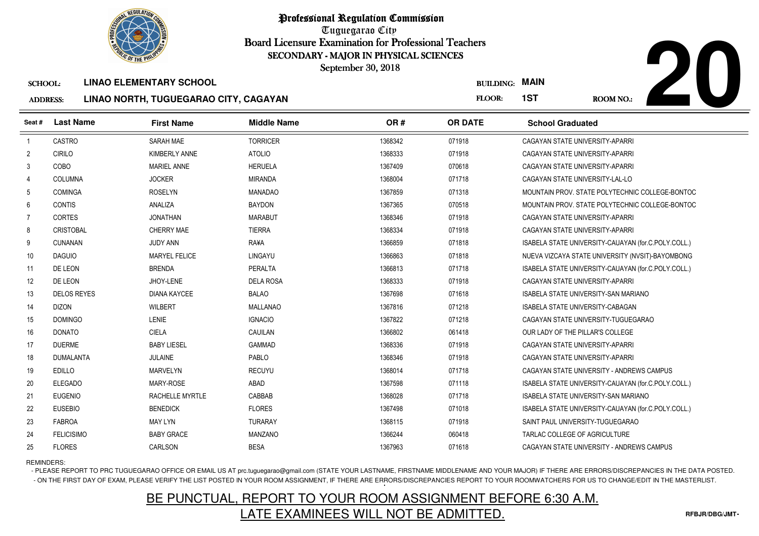# Professional Regulation Commission

Tuguegarao City

Board Licensure Examination for Professional Teachers

SECONDARY - MAJOR IN PHYSICAL SCIENCES

September 30, 2018

**SCHOOL:** LINAO ELEMENTARY SCHOOL

**ADDRESS:** LINAO NORTH, TUGUEGARAO CITY, CAGAYAN

**BUILDING:** MAIN

**FLOOR:** 1ST

**ROOM NO.:** 20

| Seat # | Last Name | First Name | Middle Name | OR # | OR DATE | School Graduated |
|---|---|---|---|---|---|---|
| 1 | CASTRO | SARAH MAE | TORRICER | 1368342 | 071918 | CAGAYAN STATE UNIVERSITY-APARRI |
| 2 | CIRILO | KIMBERLY ANNE | ATOLIO | 1368333 | 071918 | CAGAYAN STATE UNIVERSITY-APARRI |
| 3 | COBO | MARIEL ANNE | HERUELA | 1367409 | 070618 | CAGAYAN STATE UNIVERSITY-APARRI |
| 4 | COLUMNA | JOCKER | MIRANDA | 1368004 | 071718 | CAGAYAN STATE UNIVERSITY-LAL-LO |
| 5 | COMINGA | ROSELYN | MANADAO | 1367859 | 071318 | MOUNTAIN PROV. STATE POLYTECHNIC COLLEGE-BONTOC |
| 6 | CONTIS | ANALIZA | BAYDON | 1367365 | 070518 | MOUNTAIN PROV. STATE POLYTECHNIC COLLEGE-BONTOC |
| 7 | CORTES | JONATHAN | MARABUT | 1368346 | 071918 | CAGAYAN STATE UNIVERSITY-APARRI |
| 8 | CRISTOBAL | CHERRY MAE | TIERRA | 1368334 | 071918 | CAGAYAN STATE UNIVERSITY-APARRI |
| 9 | CUNANAN | JUDY ANN | RA¥A | 1366859 | 071818 | ISABELA STATE UNIVERSITY-CAUAYAN (for.C.POLY.COLL.) |
| 10 | DAGUIO | MARYEL FELICE | LINGAYU | 1366863 | 071818 | NUEVA VIZCAYA STATE UNIVERSITY (NVSIT)-BAYOMBONG |
| 11 | DE LEON | BRENDA | PERALTA | 1366813 | 071718 | ISABELA STATE UNIVERSITY-CAUAYAN (for.C.POLY.COLL.) |
| 12 | DE LEON | JHOY-LENE | DELA ROSA | 1368333 | 071918 | CAGAYAN STATE UNIVERSITY-APARRI |
| 13 | DELOS REYES | DIANA KAYCEE | BALAO | 1367698 | 071618 | ISABELA STATE UNIVERSITY-SAN MARIANO |
| 14 | DIZON | WILBERT | MALLANAO | 1367816 | 071218 | ISABELA STATE UNIVERSITY-CABAGAN |
| 15 | DOMINGO | LENIE | IGNACIO | 1367822 | 071218 | CAGAYAN STATE UNIVERSITY-TUGUEGARAO |
| 16 | DONATO | CIELA | CAUILAN | 1366802 | 061418 | OUR LADY OF THE PILLAR'S COLLEGE |
| 17 | DUERME | BABY LIESEL | GAMMAD | 1368336 | 071918 | CAGAYAN STATE UNIVERSITY-APARRI |
| 18 | DUMALANTA | JULAINE | PABLO | 1368346 | 071918 | CAGAYAN STATE UNIVERSITY-APARRI |
| 19 | EDILLO | MARVELYN | RECUYU | 1368014 | 071718 | CAGAYAN STATE UNIVERSITY - ANDREWS CAMPUS |
| 20 | ELEGADO | MARY-ROSE | ABAD | 1367598 | 071118 | ISABELA STATE UNIVERSITY-CAUAYAN (for.C.POLY.COLL.) |
| 21 | EUGENIO | RACHELLE MYRTLE | CABBAB | 1368028 | 071718 | ISABELA STATE UNIVERSITY-SAN MARIANO |
| 22 | EUSEBIO | BENEDICK | FLORES | 1367498 | 071018 | ISABELA STATE UNIVERSITY-CAUAYAN (for.C.POLY.COLL.) |
| 23 | FABROA | MAY LYN | TURARAY | 1368115 | 071918 | SAINT PAUL UNIVERSITY-TUGUEGARAO |
| 24 | FELICISIMO | BABY GRACE | MANZANO | 1366244 | 060418 | TARLAC COLLEGE OF AGRICULTURE |
| 25 | FLORES | CARLSON | BESA | 1367963 | 071618 | CAGAYAN STATE UNIVERSITY - ANDREWS CAMPUS |

REMINDERS:

- PLEASE REPORT TO PRC TUGUEGARAO OFFICE OR EMAIL US AT prc.tuguegarao@gmail.com (STATE YOUR LASTNAME, FIRSTNAME MIDDLENAME AND YOUR MAJOR) IF THERE ARE ERRORS/DISCREPANCIES IN THE DATA POSTED.
- ON THE FIRST DAY OF EXAM, PLEASE VERIFY THE LIST POSTED IN YOUR ROOM ASSIGNMENT, IF THERE ARE ERRORS/DISCREPANCIES REPORT TO YOUR ROOMWATCHERS FOR US TO CHANGE/EDIT IN THE MASTERLIST.

## BE PUNCTUAL, REPORT TO YOUR ROOM ASSIGNMENT BEFORE 6:30 A.M.
## LATE EXAMINEES WILL NOT BE ADMITTED.

RFBJR/DBG/JMT-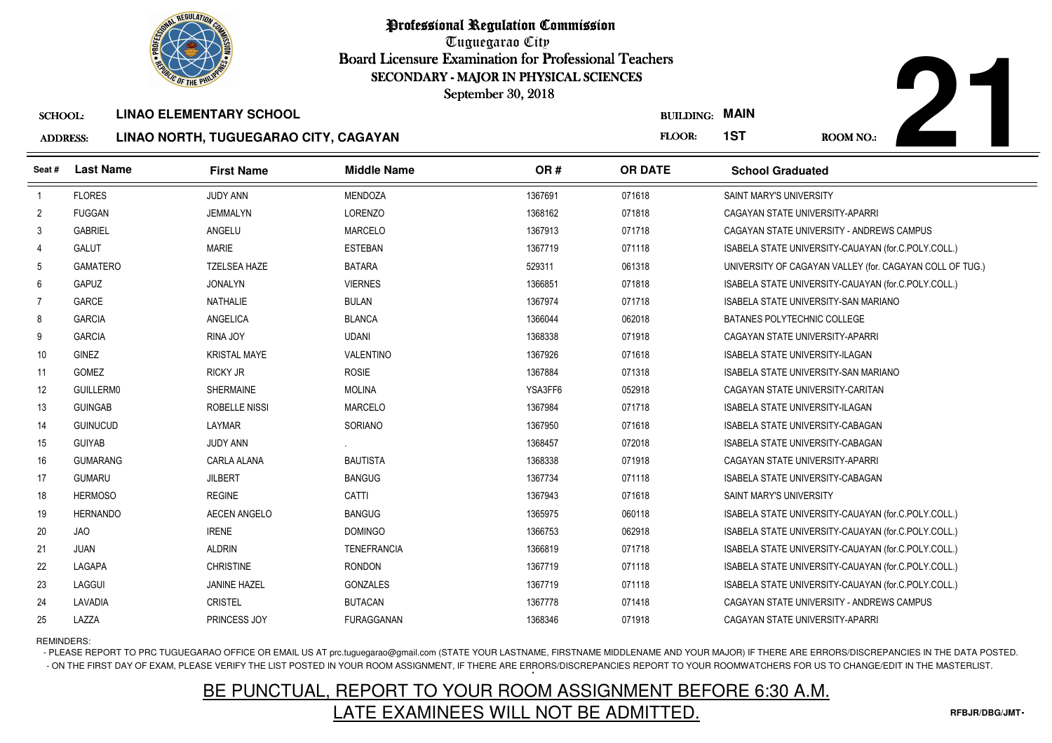# Professional Regulation Commission

Tuguegarao City

Board Licensure Examination for Professional Teachers

SECONDARY - MAJOR IN PHYSICAL SCIENCES

September 30, 2018

**SCHOOL:** LINAO ELEMENTARY SCHOOL

**ADDRESS:** LINAO NORTH, TUGUEGARAO CITY, CAGAYAN

**BUILDING:** MAIN

**FLOOR:** 1ST

**ROOM NO.:** 21

| Seat # | Last Name | First Name | Middle Name | OR # | OR DATE | School Graduated |
|---|---|---|---|---|---|---|
| 1 | FLORES | JUDY ANN | MENDOZA | 1367691 | 071618 | SAINT MARY'S UNIVERSITY |
| 2 | FUGGAN | JEMMALYN | LORENZO | 1368162 | 071818 | CAGAYAN STATE UNIVERSITY-APARRI |
| 3 | GABRIEL | ANGELU | MARCELO | 1367913 | 071718 | CAGAYAN STATE UNIVERSITY - ANDREWS CAMPUS |
| 4 | GALUT | MARIE | ESTEBAN | 1367719 | 071118 | ISABELA STATE UNIVERSITY-CAUAYAN (for.C.POLY.COLL.) |
| 5 | GAMATERO | TZELSEA HAZE | BATARA | 529311 | 061318 | UNIVERSITY OF CAGAYAN VALLEY (for. CAGAYAN COLL OF TUG.) |
| 6 | GAPUZ | JONALYN | VIERNES | 1366851 | 071818 | ISABELA STATE UNIVERSITY-CAUAYAN (for.C.POLY.COLL.) |
| 7 | GARCE | NATHALIE | BULAN | 1367974 | 071718 | ISABELA STATE UNIVERSITY-SAN MARIANO |
| 8 | GARCIA | ANGELICA | BLANCA | 1366044 | 062018 | BATANES POLYTECHNIC COLLEGE |
| 9 | GARCIA | RINA JOY | UDANI | 1368338 | 071918 | CAGAYAN STATE UNIVERSITY-APARRI |
| 10 | GINEZ | KRISTAL MAYE | VALENTINO | 1367926 | 071618 | ISABELA STATE UNIVERSITY-ILAGAN |
| 11 | GOMEZ | RICKY JR | ROSIE | 1367884 | 071318 | ISABELA STATE UNIVERSITY-SAN MARIANO |
| 12 | GUILLERM0 | SHERMAINE | MOLINA | YSA3FF6 | 052918 | CAGAYAN STATE UNIVERSITY-CARITAN |
| 13 | GUINGAB | ROBELLE NISSI | MARCELO | 1367984 | 071718 | ISABELA STATE UNIVERSITY-ILAGAN |
| 14 | GUINUCUD | LAYMAR | SORIANO | 1367950 | 071618 | ISABELA STATE UNIVERSITY-CABAGAN |
| 15 | GUIYAB | JUDY ANN | . | 1368457 | 072018 | ISABELA STATE UNIVERSITY-CABAGAN |
| 16 | GUMARANG | CARLA ALANA | BAUTISTA | 1368338 | 071918 | CAGAYAN STATE UNIVERSITY-APARRI |
| 17 | GUMARU | JILBERT | BANGUG | 1367734 | 071118 | ISABELA STATE UNIVERSITY-CABAGAN |
| 18 | HERMOSO | REGINE | CATTI | 1367943 | 071618 | SAINT MARY'S UNIVERSITY |
| 19 | HERNANDO | AECEN ANGELO | BANGUG | 1365975 | 060118 | ISABELA STATE UNIVERSITY-CAUAYAN (for.C.POLY.COLL.) |
| 20 | JAO | IRENE | DOMINGO | 1366753 | 062918 | ISABELA STATE UNIVERSITY-CAUAYAN (for.C.POLY.COLL.) |
| 21 | JUAN | ALDRIN | TENEFRANCIA | 1366819 | 071718 | ISABELA STATE UNIVERSITY-CAUAYAN (for.C.POLY.COLL.) |
| 22 | LAGAPA | CHRISTINE | RONDON | 1367719 | 071118 | ISABELA STATE UNIVERSITY-CAUAYAN (for.C.POLY.COLL.) |
| 23 | LAGGUI | JANINE HAZEL | GONZALES | 1367719 | 071118 | ISABELA STATE UNIVERSITY-CAUAYAN (for.C.POLY.COLL.) |
| 24 | LAVADIA | CRISTEL | BUTACAN | 1367778 | 071418 | CAGAYAN STATE UNIVERSITY - ANDREWS CAMPUS |
| 25 | LAZZA | PRINCESS JOY | FURAGGANAN | 1368346 | 071918 | CAGAYAN STATE UNIVERSITY-APARRI |

REMINDERS:

- PLEASE REPORT TO PRC TUGUEGARAO OFFICE OR EMAIL US AT prc.tuguegarao@gmail.com (STATE YOUR LASTNAME, FIRSTNAME MIDDLENAME AND YOUR MAJOR) IF THERE ARE ERRORS/DISCREPANCIES IN THE DATA POSTED.
- ON THE FIRST DAY OF EXAM, PLEASE VERIFY THE LIST POSTED IN YOUR ROOM ASSIGNMENT, IF THERE ARE ERRORS/DISCREPANCIES REPORT TO YOUR ROOMWATCHERS FOR US TO CHANGE/EDIT IN THE MASTERLIST.

BE PUNCTUAL, REPORT TO YOUR ROOM ASSIGNMENT BEFORE 6:30 A.M.

LATE EXAMINEES WILL NOT BE ADMITTED.

RFBJR/DBG/JMT-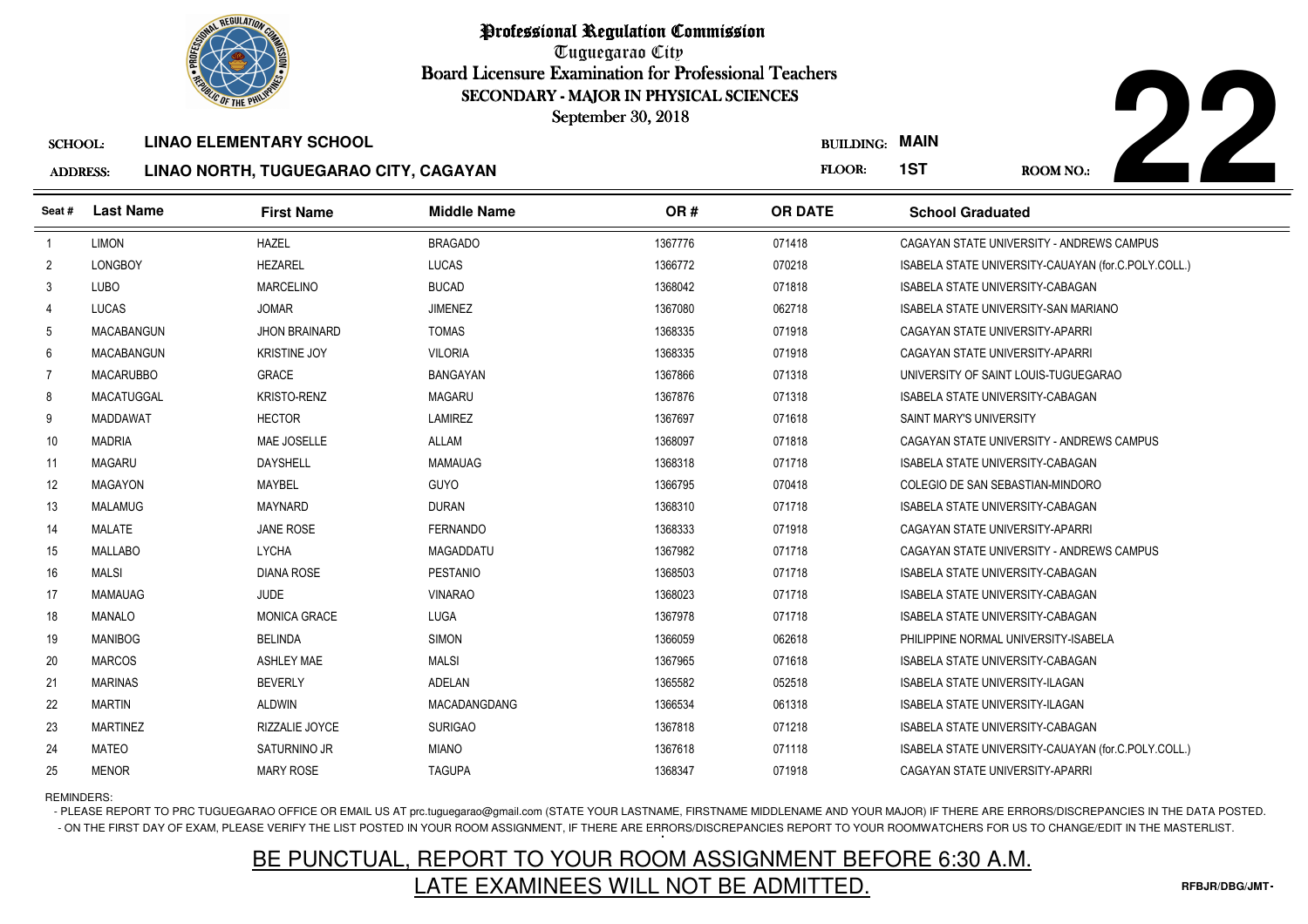# Professional Regulation Commission

Tuguegarao City

Board Licensure Examination for Professional Teachers

SECONDARY - MAJOR IN PHYSICAL SCIENCES

September 30, 2018

**SCHOOL:** LINAO ELEMENTARY SCHOOL

**ADDRESS:** LINAO NORTH, TUGUEGARAO CITY, CAGAYAN

**BUILDING:** MAIN

**FLOOR:** 1ST

**ROOM NO.:** 22

| Seat # | Last Name | First Name | Middle Name | OR # | OR DATE | School Graduated |
|---|---|---|---|---|---|---|
| 1 | LIMON | HAZEL | BRAGADO | 1367776 | 071418 | CAGAYAN STATE UNIVERSITY - ANDREWS CAMPUS |
| 2 | LONGBOY | HEZAREL | LUCAS | 1366772 | 070218 | ISABELA STATE UNIVERSITY-CAUAYAN (for.C.POLY.COLL.) |
| 3 | LUBO | MARCELINO | BUCAD | 1368042 | 071818 | ISABELA STATE UNIVERSITY-CABAGAN |
| 4 | LUCAS | JOMAR | JIMENEZ | 1367080 | 062718 | ISABELA STATE UNIVERSITY-SAN MARIANO |
| 5 | MACABANGUN | JHON BRAINARD | TOMAS | 1368335 | 071918 | CAGAYAN STATE UNIVERSITY-APARRI |
| 6 | MACABANGUN | KRISTINE JOY | VILORIA | 1368335 | 071918 | CAGAYAN STATE UNIVERSITY-APARRI |
| 7 | MACARUBBO | GRACE | BANGAYAN | 1367866 | 071318 | UNIVERSITY OF SAINT LOUIS-TUGUEGARAO |
| 8 | MACATUGGAL | KRISTO-RENZ | MAGARU | 1367876 | 071318 | ISABELA STATE UNIVERSITY-CABAGAN |
| 9 | MADDAWAT | HECTOR | LAMIREZ | 1367697 | 071618 | SAINT MARY'S UNIVERSITY |
| 10 | MADRIA | MAE JOSELLE | ALLAM | 1368097 | 071818 | CAGAYAN STATE UNIVERSITY - ANDREWS CAMPUS |
| 11 | MAGARU | DAYSHELL | MAMAUAG | 1368318 | 071718 | ISABELA STATE UNIVERSITY-CABAGAN |
| 12 | MAGAYON | MAYBEL | GUYO | 1366795 | 070418 | COLEGIO DE SAN SEBASTIAN-MINDORO |
| 13 | MALAMUG | MAYNARD | DURAN | 1368310 | 071718 | ISABELA STATE UNIVERSITY-CABAGAN |
| 14 | MALATE | JANE ROSE | FERNANDO | 1368333 | 071918 | CAGAYAN STATE UNIVERSITY-APARRI |
| 15 | MALLABO | LYCHA | MAGADDATU | 1367982 | 071718 | CAGAYAN STATE UNIVERSITY - ANDREWS CAMPUS |
| 16 | MALSI | DIANA ROSE | PESTANIO | 1368503 | 071718 | ISABELA STATE UNIVERSITY-CABAGAN |
| 17 | MAMAUAG | JUDE | VINARAO | 1368023 | 071718 | ISABELA STATE UNIVERSITY-CABAGAN |
| 18 | MANALO | MONICA GRACE | LUGA | 1367978 | 071718 | ISABELA STATE UNIVERSITY-CABAGAN |
| 19 | MANIBOG | BELINDA | SIMON | 1366059 | 062618 | PHILIPPINE NORMAL UNIVERSITY-ISABELA |
| 20 | MARCOS | ASHLEY MAE | MALSI | 1367965 | 071618 | ISABELA STATE UNIVERSITY-CABAGAN |
| 21 | MARINAS | BEVERLY | ADELAN | 1365582 | 052518 | ISABELA STATE UNIVERSITY-ILAGAN |
| 22 | MARTIN | ALDWIN | MACADANGDANG | 1366534 | 061318 | ISABELA STATE UNIVERSITY-ILAGAN |
| 23 | MARTINEZ | RIZZALIE JOYCE | SURIGAO | 1367818 | 071218 | ISABELA STATE UNIVERSITY-CABAGAN |
| 24 | MATEO | SATURNINO JR | MIANO | 1367618 | 071118 | ISABELA STATE UNIVERSITY-CAUAYAN (for.C.POLY.COLL.) |
| 25 | MENOR | MARY ROSE | TAGUPA | 1368347 | 071918 | CAGAYAN STATE UNIVERSITY-APARRI |

REMINDERS:

- PLEASE REPORT TO PRC TUGUEGARAO OFFICE OR EMAIL US AT prc.tuguegarao@gmail.com (STATE YOUR LASTNAME, FIRSTNAME MIDDLENAME AND YOUR MAJOR) IF THERE ARE ERRORS/DISCREPANCIES IN THE DATA POSTED.
- ON THE FIRST DAY OF EXAM, PLEASE VERIFY THE LIST POSTED IN YOUR ROOM ASSIGNMENT, IF THERE ARE ERRORS/DISCREPANCIES REPORT TO YOUR ROOMWATCHERS FOR US TO CHANGE/EDIT IN THE MASTERLIST.

BE PUNCTUAL, REPORT TO YOUR ROOM ASSIGNMENT BEFORE 6:30 A.M.

LATE EXAMINEES WILL NOT BE ADMITTED.

RFBJR/DBG/JMT-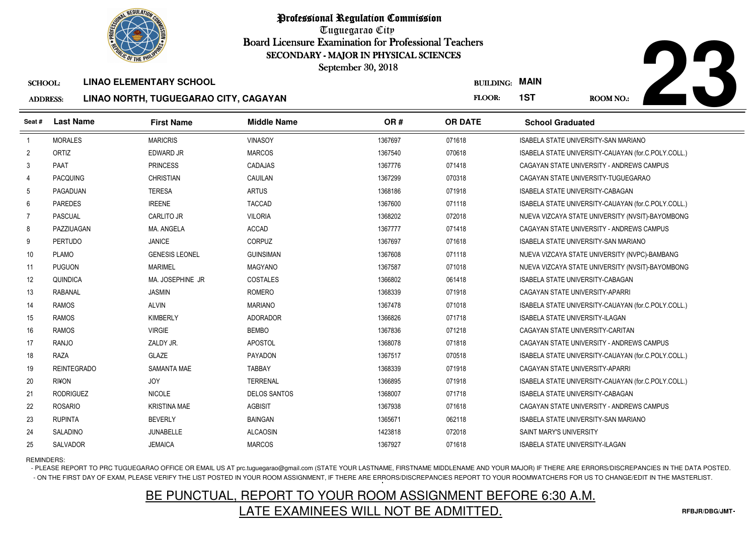# Professional Regulation Commission

Tuguegarao City

Board Licensure Examination for Professional Teachers

SECONDARY - MAJOR IN PHYSICAL SCIENCES

September 30, 2018

**SCHOOL:** LINAO ELEMENTARY SCHOOL

**ADDRESS:** LINAO NORTH, TUGUEGARAO CITY, CAGAYAN

**BUILDING:** MAIN

**FLOOR:** 1ST

**ROOM NO.:** 23

| Seat # | Last Name | First Name | Middle Name | OR # | OR DATE | School Graduated |
|---|---|---|---|---|---|---|
| 1 | MORALES | MARICRIS | VINASOY | 1367697 | 071618 | ISABELA STATE UNIVERSITY-SAN MARIANO |
| 2 | ORTIZ | EDWARD JR | MARCOS | 1367540 | 070618 | ISABELA STATE UNIVERSITY-CAUAYAN (for.C.POLY.COLL.) |
| 3 | PAAT | PRINCESS | CADAJAS | 1367776 | 071418 | CAGAYAN STATE UNIVERSITY - ANDREWS CAMPUS |
| 4 | PACQUING | CHRISTIAN | CAUILAN | 1367299 | 070318 | CAGAYAN STATE UNIVERSITY-TUGUEGARAO |
| 5 | PAGADUAN | TERESA | ARTUS | 1368186 | 071918 | ISABELA STATE UNIVERSITY-CABAGAN |
| 6 | PAREDES | IREENE | TACCAD | 1367600 | 071118 | ISABELA STATE UNIVERSITY-CAUAYAN (for.C.POLY.COLL.) |
| 7 | PASCUAL | CARLITO JR | VILORIA | 1368202 | 072018 | NUEVA VIZCAYA STATE UNIVERSITY (NVSIT)-BAYOMBONG |
| 8 | PAZZIUAGAN | MA. ANGELA | ACCAD | 1367777 | 071418 | CAGAYAN STATE UNIVERSITY - ANDREWS CAMPUS |
| 9 | PERTUDO | JANICE | CORPUZ | 1367697 | 071618 | ISABELA STATE UNIVERSITY-SAN MARIANO |
| 10 | PLAMO | GENESIS LEONEL | GUINSIMAN | 1367608 | 071118 | NUEVA VIZCAYA STATE UNIVERSITY (NVPC)-BAMBANG |
| 11 | PUGUON | MARIMEL | MAGYANO | 1367587 | 071018 | NUEVA VIZCAYA STATE UNIVERSITY (NVSIT)-BAYOMBONG |
| 12 | QUINDICA | MA. JOSEPHINE JR | COSTALES | 1366802 | 061418 | ISABELA STATE UNIVERSITY-CABAGAN |
| 13 | RABANAL | JASMIN | ROMERO | 1368339 | 071918 | CAGAYAN STATE UNIVERSITY-APARRI |
| 14 | RAMOS | ALVIN | MARIANO | 1367478 | 071018 | ISABELA STATE UNIVERSITY-CAUAYAN (for.C.POLY.COLL.) |
| 15 | RAMOS | KIMBERLY | ADORADOR | 1366826 | 071718 | ISABELA STATE UNIVERSITY-ILAGAN |
| 16 | RAMOS | VIRGIE | BEMBO | 1367836 | 071218 | CAGAYAN STATE UNIVERSITY-CARITAN |
| 17 | RANJO | ZALDY JR. | APOSTOL | 1368078 | 071818 | CAGAYAN STATE UNIVERSITY - ANDREWS CAMPUS |
| 18 | RAZA | GLAZE | PAYADON | 1367517 | 070518 | ISABELA STATE UNIVERSITY-CAUAYAN (for.C.POLY.COLL.) |
| 19 | REINTEGRADO | SAMANTA MAE | TABBAY | 1368339 | 071918 | CAGAYAN STATE UNIVERSITY-APARRI |
| 20 | RI¥ON | JOY | TERRENAL | 1366895 | 071918 | ISABELA STATE UNIVERSITY-CAUAYAN (for.C.POLY.COLL.) |
| 21 | RODRIGUEZ | NICOLE | DELOS SANTOS | 1368007 | 071718 | ISABELA STATE UNIVERSITY-CABAGAN |
| 22 | ROSARIO | KRISTINA MAE | AGBISIT | 1367938 | 071618 | CAGAYAN STATE UNIVERSITY - ANDREWS CAMPUS |
| 23 | RUPINTA | BEVERLY | BAINGAN | 1365671 | 062118 | ISABELA STATE UNIVERSITY-SAN MARIANO |
| 24 | SALADINO | JUNABELLE | ALCAOSIN | 1423818 | 072018 | SAINT MARY'S UNIVERSITY |
| 25 | SALVADOR | JEMAICA | MARCOS | 1367927 | 071618 | ISABELA STATE UNIVERSITY-ILAGAN |

REMINDERS:

- PLEASE REPORT TO PRC TUGUEGARAO OFFICE OR EMAIL US AT prc.tuguegarao@gmail.com (STATE YOUR LASTNAME, FIRSTNAME MIDDLENAME AND YOUR MAJOR) IF THERE ARE ERRORS/DISCREPANCIES IN THE DATA POSTED.
- ON THE FIRST DAY OF EXAM, PLEASE VERIFY THE LIST POSTED IN YOUR ROOM ASSIGNMENT, IF THERE ARE ERRORS/DISCREPANCIES REPORT TO YOUR ROOMWATCHERS FOR US TO CHANGE/EDIT IN THE MASTERLIST.

## BE PUNCTUAL, REPORT TO YOUR ROOM ASSIGNMENT BEFORE 6:30 A.M.
## LATE EXAMINEES WILL NOT BE ADMITTED.

RFBJR/DBG/JMT-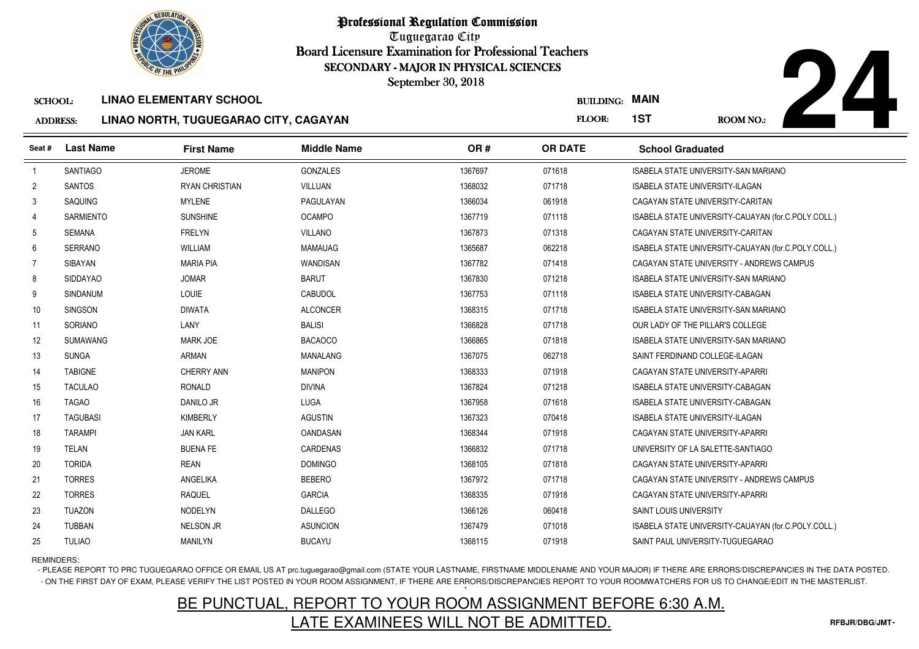# Professional Regulation Commission

Tuguegarao City

Board Licensure Examination for Professional Teachers

SECONDARY - MAJOR IN PHYSICAL SCIENCES

September 30, 2018

**SCHOOL:** LINAO ELEMENTARY SCHOOL

**ADDRESS:** LINAO NORTH, TUGUEGARAO CITY, CAGAYAN

**BUILDING:** MAIN

**FLOOR:** 1ST

**ROOM NO.:** 24

| Seat # | Last Name | First Name | Middle Name | OR # | OR DATE | School Graduated |
|---|---|---|---|---|---|---|
| 1 | SANTIAGO | JEROME | GONZALES | 1367697 | 071618 | ISABELA STATE UNIVERSITY-SAN MARIANO |
| 2 | SANTOS | RYAN CHRISTIAN | VILLUAN | 1368032 | 071718 | ISABELA STATE UNIVERSITY-ILAGAN |
| 3 | SAQUING | MYLENE | PAGULAYAN | 1366034 | 061918 | CAGAYAN STATE UNIVERSITY-CARITAN |
| 4 | SARMIENTO | SUNSHINE | OCAMPO | 1367719 | 071118 | ISABELA STATE UNIVERSITY-CAUAYAN (for.C.POLY.COLL.) |
| 5 | SEMANA | FRELYN | VILLANO | 1367873 | 071318 | CAGAYAN STATE UNIVERSITY-CARITAN |
| 6 | SERRANO | WILLIAM | MAMAUAG | 1365687 | 062218 | ISABELA STATE UNIVERSITY-CAUAYAN (for.C.POLY.COLL.) |
| 7 | SIBAYAN | MARIA PIA | WANDISAN | 1367782 | 071418 | CAGAYAN STATE UNIVERSITY - ANDREWS CAMPUS |
| 8 | SIDDAYAO | JOMAR | BARUT | 1367830 | 071218 | ISABELA STATE UNIVERSITY-SAN MARIANO |
| 9 | SINDANUM | LOUIE | CABUDOL | 1367753 | 071118 | ISABELA STATE UNIVERSITY-CABAGAN |
| 10 | SINGSON | DIWATA | ALCONCER | 1368315 | 071718 | ISABELA STATE UNIVERSITY-SAN MARIANO |
| 11 | SORIANO | LANY | BALISI | 1366828 | 071718 | OUR LADY OF THE PILLAR'S COLLEGE |
| 12 | SUMAWANG | MARK JOE | BACAOCO | 1366865 | 071818 | ISABELA STATE UNIVERSITY-SAN MARIANO |
| 13 | SUNGA | ARMAN | MANALANG | 1367075 | 062718 | SAINT FERDINAND COLLEGE-ILAGAN |
| 14 | TABIGNE | CHERRY ANN | MANIPON | 1368333 | 071918 | CAGAYAN STATE UNIVERSITY-APARRI |
| 15 | TACULAO | RONALD | DIVINA | 1367824 | 071218 | ISABELA STATE UNIVERSITY-CABAGAN |
| 16 | TAGAO | DANILO JR | LUGA | 1367958 | 071618 | ISABELA STATE UNIVERSITY-CABAGAN |
| 17 | TAGUBASI | KIMBERLY | AGUSTIN | 1367323 | 070418 | ISABELA STATE UNIVERSITY-ILAGAN |
| 18 | TARAMPI | JAN KARL | OANDASAN | 1368344 | 071918 | CAGAYAN STATE UNIVERSITY-APARRI |
| 19 | TELAN | BUENA FE | CARDENAS | 1366832 | 071718 | UNIVERSITY OF LA SALETTE-SANTIAGO |
| 20 | TORIDA | REAN | DOMINGO | 1368105 | 071818 | CAGAYAN STATE UNIVERSITY-APARRI |
| 21 | TORRES | ANGELIKA | BEBERO | 1367972 | 071718 | CAGAYAN STATE UNIVERSITY - ANDREWS CAMPUS |
| 22 | TORRES | RAQUEL | GARCIA | 1368335 | 071918 | CAGAYAN STATE UNIVERSITY-APARRI |
| 23 | TUAZON | NODELYN | DALLEGO | 1366126 | 060418 | SAINT LOUIS UNIVERSITY |
| 24 | TUBBAN | NELSON JR | ASUNCION | 1367479 | 071018 | ISABELA STATE UNIVERSITY-CAUAYAN (for.C.POLY.COLL.) |
| 25 | TULIAO | MANILYN | BUCAYU | 1368115 | 071918 | SAINT PAUL UNIVERSITY-TUGUEGARAO |

REMINDERS:

- PLEASE REPORT TO PRC TUGUEGARAO OFFICE OR EMAIL US AT prc.tuguegarao@gmail.com (STATE YOUR LASTNAME, FIRSTNAME MIDDLENAME AND YOUR MAJOR) IF THERE ARE ERRORS/DISCREPANCIES IN THE DATA POSTED.
- ON THE FIRST DAY OF EXAM, PLEASE VERIFY THE LIST POSTED IN YOUR ROOM ASSIGNMENT, IF THERE ARE ERRORS/DISCREPANCIES REPORT TO YOUR ROOMWATCHERS FOR US TO CHANGE/EDIT IN THE MASTERLIST.

## BE PUNCTUAL, REPORT TO YOUR ROOM ASSIGNMENT BEFORE 6:30 A.M.

## LATE EXAMINEES WILL NOT BE ADMITTED.

RFBJR/DBG/JMT-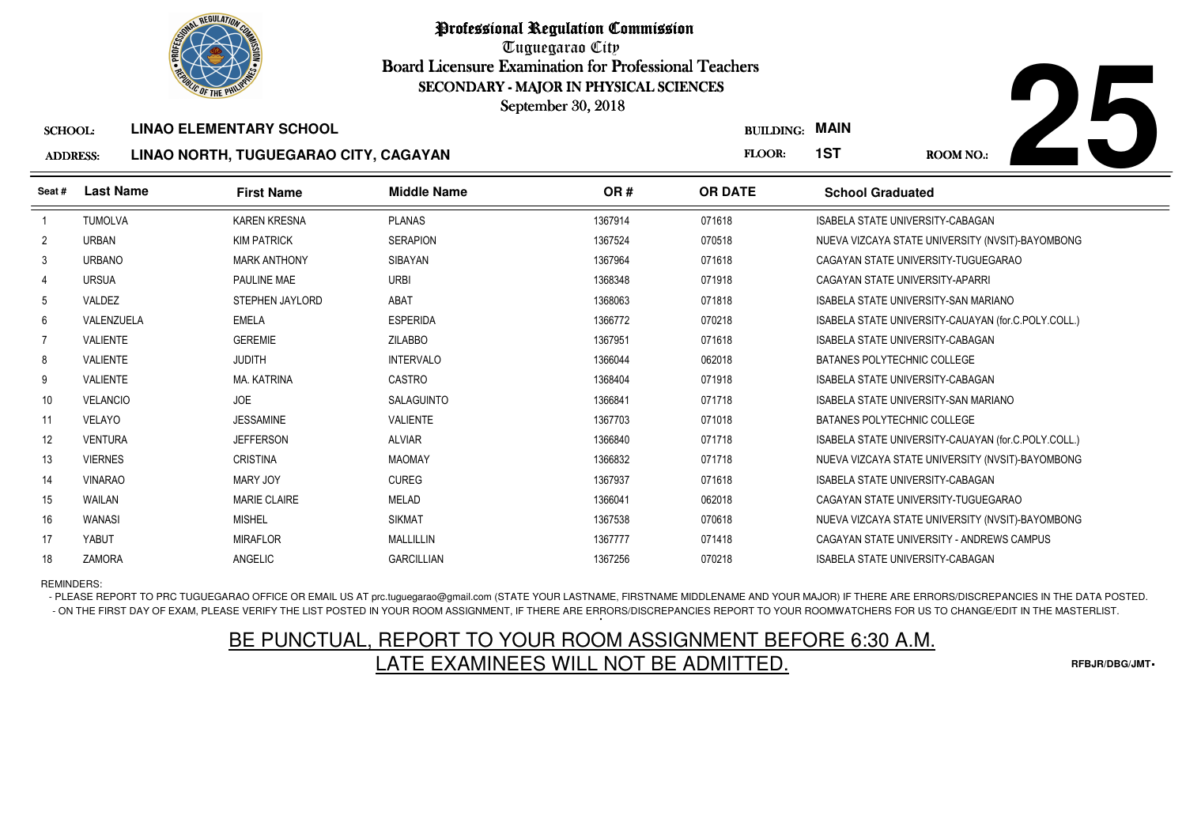# Professional Regulation Commission

Tuguegarao City

Board Licensure Examination for Professional Teachers

SECONDARY - MAJOR IN PHYSICAL SCIENCES

September 30, 2018

**25**

SCHOOL: **LINAO ELEMENTARY SCHOOL**

BUILDING: **MAIN**

ADDRESS: **LINAO NORTH, TUGUEGARAO CITY, CAGAYAN**

FLOOR: **1ST**

ROOM NO.:

| Seat # | Last Name | First Name | Middle Name | OR # | OR DATE | School Graduated |
|---|---|---|---|---|---|---|
| 1 | TUMOLVA | KAREN KRESNA | PLANAS | 1367914 | 071618 | ISABELA STATE UNIVERSITY-CABAGAN |
| 2 | URBAN | KIM PATRICK | SERAPION | 1367524 | 070518 | NUEVA VIZCAYA STATE UNIVERSITY (NVSIT)-BAYOMBONG |
| 3 | URBANO | MARK ANTHONY | SIBAYAN | 1367964 | 071618 | CAGAYAN STATE UNIVERSITY-TUGUEGARAO |
| 4 | URSUA | PAULINE MAE | URBI | 1368348 | 071918 | CAGAYAN STATE UNIVERSITY-APARRI |
| 5 | VALDEZ | STEPHEN JAYLORD | ABAT | 1368063 | 071818 | ISABELA STATE UNIVERSITY-SAN MARIANO |
| 6 | VALENZUELA | EMELA | ESPERIDA | 1366772 | 070218 | ISABELA STATE UNIVERSITY-CAUAYAN (for.C.POLY.COLL.) |
| 7 | VALIENTE | GEREMIE | ZILABBO | 1367951 | 071618 | ISABELA STATE UNIVERSITY-CABAGAN |
| 8 | VALIENTE | JUDITH | INTERVALO | 1366044 | 062018 | BATANES POLYTECHNIC COLLEGE |
| 9 | VALIENTE | MA. KATRINA | CASTRO | 1368404 | 071918 | ISABELA STATE UNIVERSITY-CABAGAN |
| 10 | VELANCIO | JOE | SALAGUINTO | 1366841 | 071718 | ISABELA STATE UNIVERSITY-SAN MARIANO |
| 11 | VELAYO | JESSAMINE | VALIENTE | 1367703 | 071018 | BATANES POLYTECHNIC COLLEGE |
| 12 | VENTURA | JEFFERSON | ALVIAR | 1366840 | 071718 | ISABELA STATE UNIVERSITY-CAUAYAN (for.C.POLY.COLL.) |
| 13 | VIERNES | CRISTINA | MAOMAY | 1366832 | 071718 | NUEVA VIZCAYA STATE UNIVERSITY (NVSIT)-BAYOMBONG |
| 14 | VINARAO | MARY JOY | CUREG | 1367937 | 071618 | ISABELA STATE UNIVERSITY-CABAGAN |
| 15 | WAILAN | MARIE CLAIRE | MELAD | 1366041 | 062018 | CAGAYAN STATE UNIVERSITY-TUGUEGARAO |
| 16 | WANASI | MISHEL | SIKMAT | 1367538 | 070618 | NUEVA VIZCAYA STATE UNIVERSITY (NVSIT)-BAYOMBONG |
| 17 | YABUT | MIRAFLOR | MALLILLIN | 1367777 | 071418 | CAGAYAN STATE UNIVERSITY - ANDREWS CAMPUS |
| 18 | ZAMORA | ANGELIC | GARCILLIAN | 1367256 | 070218 | ISABELA STATE UNIVERSITY-CABAGAN |

REMINDERS:

- PLEASE REPORT TO PRC TUGUEGARAO OFFICE OR EMAIL US AT prc.tuguegarao@gmail.com (STATE YOUR LASTNAME, FIRSTNAME MIDDLENAME AND YOUR MAJOR) IF THERE ARE ERRORS/DISCREPANCIES IN THE DATA POSTED.
- ON THE FIRST DAY OF EXAM, PLEASE VERIFY THE LIST POSTED IN YOUR ROOM ASSIGNMENT, IF THERE ARE ERRORS/DISCREPANCIES REPORT TO YOUR ROOMWATCHERS FOR US TO CHANGE/EDIT IN THE MASTERLIST.

**BE PUNCTUAL, REPORT TO YOUR ROOM ASSIGNMENT BEFORE 6:30 A.M.**
**LATE EXAMINEES WILL NOT BE ADMITTED.**

RFBJR/DBG/JMT